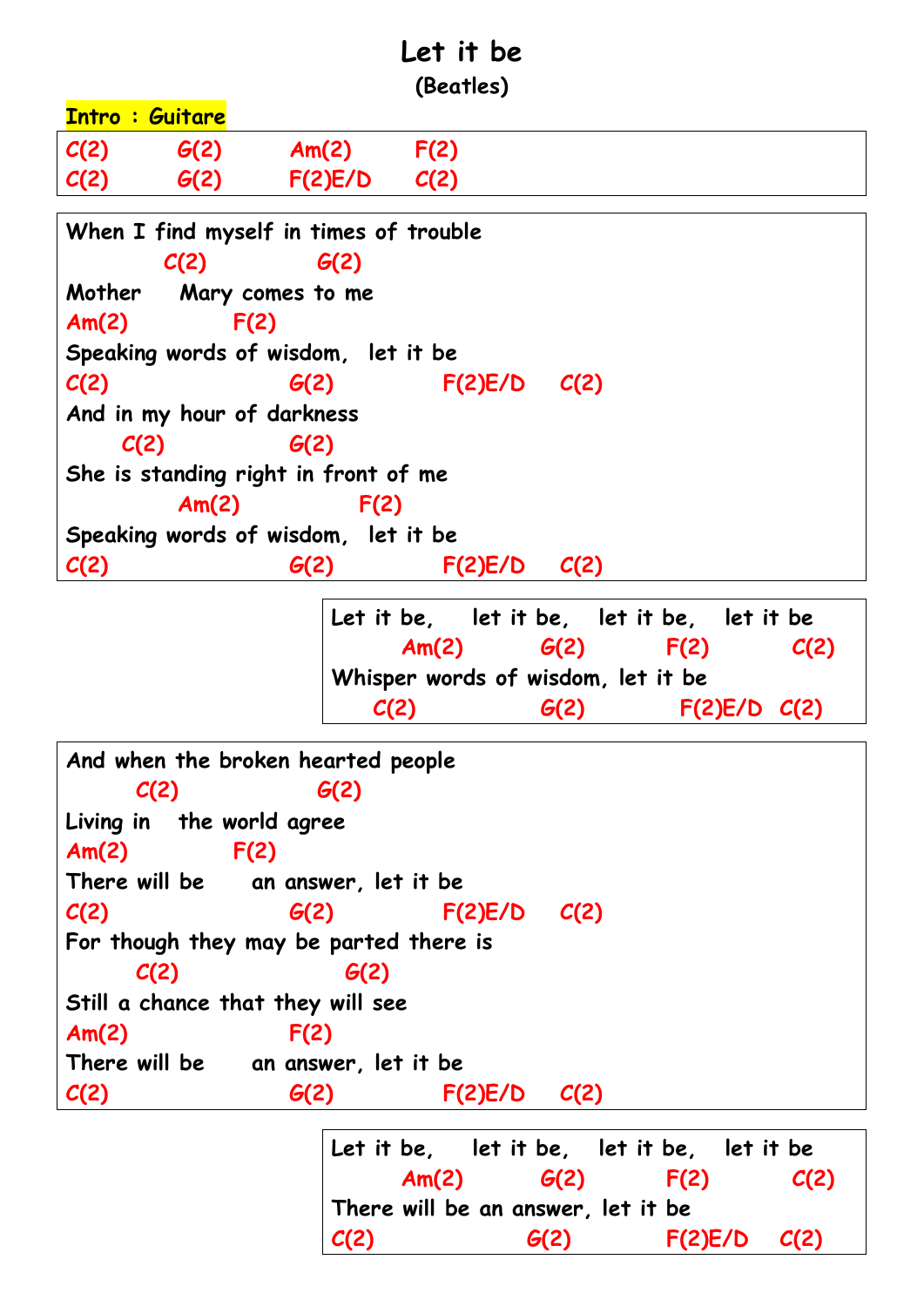# Let it be

**(Beatles)**

**Intro : Guitare**

```
C(2)        G(2)        Am(2)       F(2)
C(2)        G(2)        F(2)E/D     C(2)
```

```
When I find myself in times of trouble
          C(2)           G(2)
Mother    Mary comes to me
Am(2)          F(2)
Speaking words of wisdom,  let it be
C(2)                G(2)           F(2)E/D    C(2)
And in my hour of darkness
    C(2)            G(2)
She is standing right in front of me
         Am(2)            F(2)
Speaking words of wisdom,  let it be
C(2)                G(2)           F(2)E/D    C(2)
```

```
Let it be,     let it be,    let it be,    let it be
      Am(2)        G(2)         F(2)          C(2)
Whisper words of wisdom, let it be
    C(2)           G(2)          F(2)E/D  C(2)
```

```
And when the broken hearted people
      C(2)            G(2)
Living in   the world agree
Am(2)          F(2)
There will be     an answer, let it be
C(2)                G(2)           F(2)E/D    C(2)
For though they may be parted there is
      C(2)              G(2)
Still a chance that they will see
Am(2)               F(2)
There will be     an answer, let it be
C(2)                G(2)           F(2)E/D    C(2)
```

```
Let it be,     let it be,    let it be,    let it be
      Am(2)        G(2)         F(2)          C(2)
There will be an answer, let it be
C(2)              G(2)           F(2)E/D    C(2)
```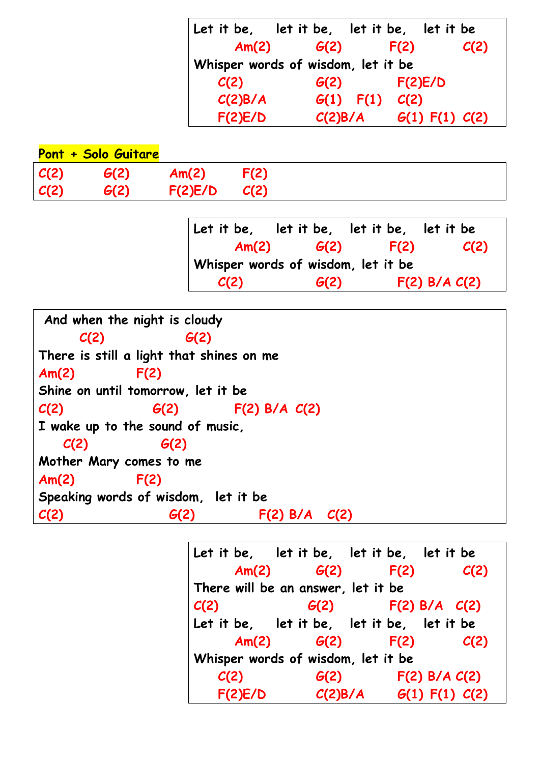Let it be, let it be, let it be, let it be
Am(2) G(2) F(2) C(2)
Whisper words of wisdom, let it be
C(2) G(2) F(2)E/D
C(2)B/A G(1) F(1) C(2)
F(2)E/D C(2)B/A G(1) F(1) C(2)

**Pont + Solo Guitare**

C(2) G(2) Am(2) F(2)
C(2) G(2) F(2)E/D C(2)

Let it be, let it be, let it be, let it be
Am(2) G(2) F(2) C(2)
Whisper words of wisdom, let it be
C(2) G(2) F(2) B/A C(2)

And when the night is cloudy
C(2) G(2)
There is still a light that shines on me
Am(2) F(2)
Shine on until tomorrow, let it be
C(2) G(2) F(2) B/A C(2)
I wake up to the sound of music,
C(2) G(2)
Mother Mary comes to me
Am(2) F(2)
Speaking words of wisdom, let it be
C(2) G(2) F(2) B/A C(2)

Let it be, let it be, let it be, let it be
Am(2) G(2) F(2) C(2)
There will be an answer, let it be
C(2) G(2) F(2) B/A C(2)
Let it be, let it be, let it be, let it be
Am(2) G(2) F(2) C(2)
Whisper words of wisdom, let it be
C(2) G(2) F(2) B/A C(2)
F(2)E/D C(2)B/A G(1) F(1) C(2)